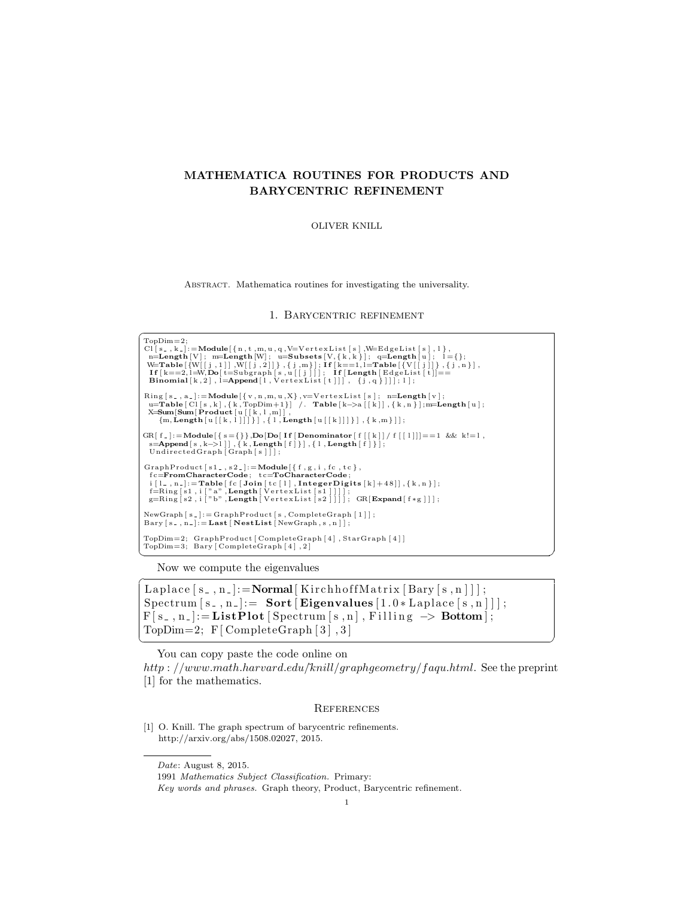# MATHEMATICA ROUTINES FOR PRODUCTS AND BARYCENTRIC REFINEMENT

OLIVER KNILL

Abstract. Mathematica routines for investigating the universality.

## 1. Barycentric refinement

```
TopDim=2;
Cl[s_,k_]:=Module[{n,t,m,u,q,V=VertexList[s],W=EdgeList[s],l},
 n=Length[V]; m=Length[W]; u=Subsets[V,{k,k}]; q=Length[u]; l={};
 W=Table[{W[[j,1]],W[[j,2]]},{j,m}]; If[k==1,l=Table[{V[[j]]},{j,n}],
 If[k==2,l=W,Do[t=Subgraph[s,u[[j]]]; If[Length[EdgeList[t]]==
 Binomial[k,2],l=Append[l,VertexList[t]]], {j,q}]]]; l];

Ring[s_,a_]:=Module[{v,n,m,u,X},v=VertexList[s]; n=Length[v];
 u=Table[Cl[s,k],{k,TopDim+1}] /. Table[k->a[[k]],{k,n}];m=Length[u];
 X=Sum[Sum[Product[u[[k,l,m]],
   {m,Length[u[[k,l]]]}],{l,Length[u[[k]]]}],{k,m}]];

GR[f_]:=Module[{s={}},Do[Do[If[Denominator[f[[k]]/f[[l]]]==1 && k!=l,
 s=Append[s,k->l]],{k,Length[f]}],{l,Length[f]}];
 UndirectedGraph[Graph[s]]];

GraphProduct[s1_,s2_]:=Module[{f,g,i,fc,tc},
 fc=FromCharacterCode; tc=ToCharacterCode;
 i[l_,n_]:=Table[fc[Join[tc[l],IntegerDigits[k]+48]],{k,n}];
 f=Ring[s1,i["a",Length[VertexList[s1]]]];
 g=Ring[s2,i["b",Length[VertexList[s2]]]]; GR[Expand[f*g]]];

NewGraph[s_]:=GraphProduct[s,CompleteGraph[1]];
Bary[s_,n_]:=Last[NestList[NewGraph,s,n]];

TopDim=2; GraphProduct[CompleteGraph[4],StarGraph[4]]
TopDim=3; Bary[CompleteGraph[4],2]
```

Now we compute the eigenvalues

```
Laplace[s_,n_]:=Normal[KirchhoffMatrix[Bary[s,n]]];
Spectrum[s_,n_]:= Sort[Eigenvalues[1.0*Laplace[s,n]]];
F[s_,n_]:=ListPlot[Spectrum[s,n], Filling -> Bottom];
TopDim=2; F[CompleteGraph[3],3]
```

You can copy paste the code online on *http://www.math.harvard.edu/knill/graphgeometry/faqu.html*. See the preprint [1] for the mathematics.

## References

[1] O. Knill. The graph spectrum of barycentric refinements. http://arxiv.org/abs/1508.02027, 2015.

---

*Date*: August 8, 2015.

1991 *Mathematics Subject Classification.* Primary:

*Key words and phrases.* Graph theory, Product, Barycentric refinement.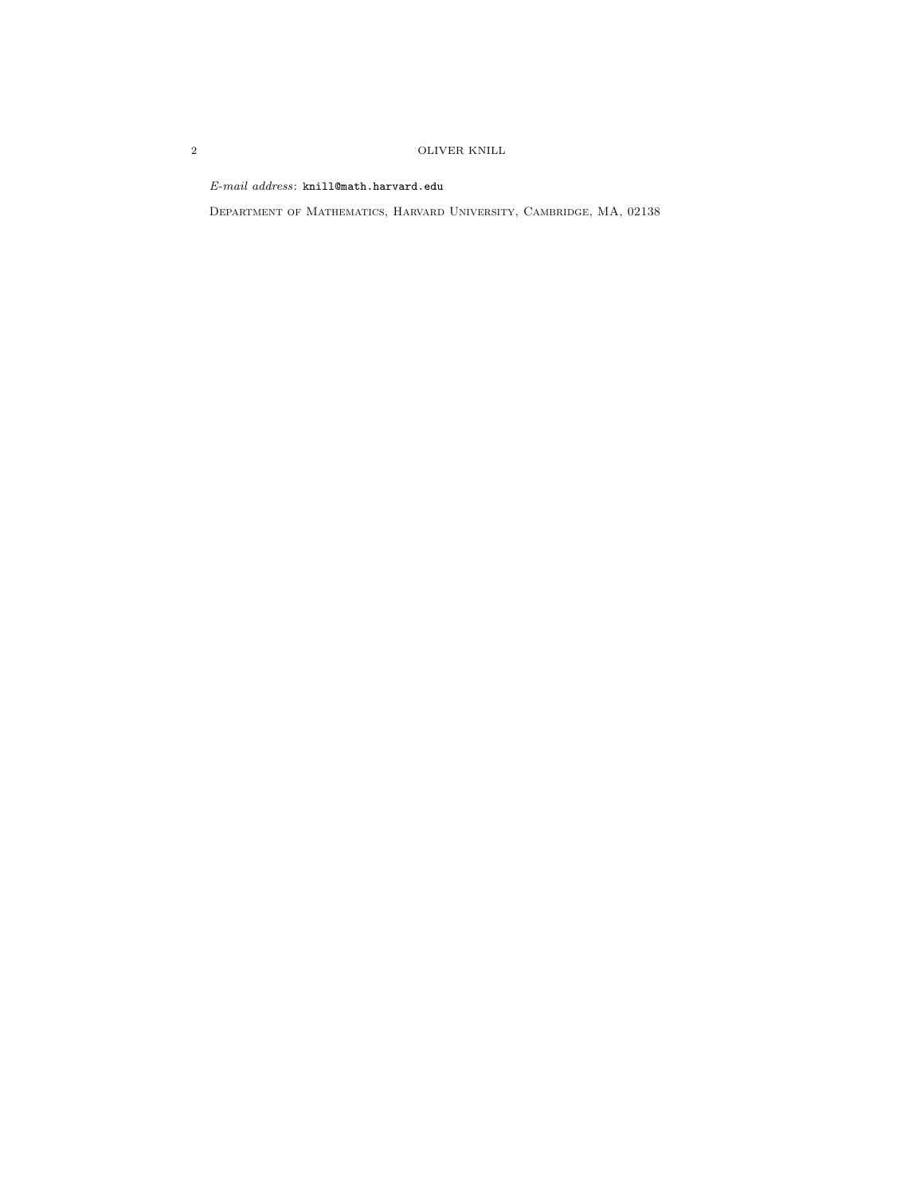*E-mail address*: `knill@math.harvard.edu`

Department of Mathematics, Harvard University, Cambridge, MA, 02138